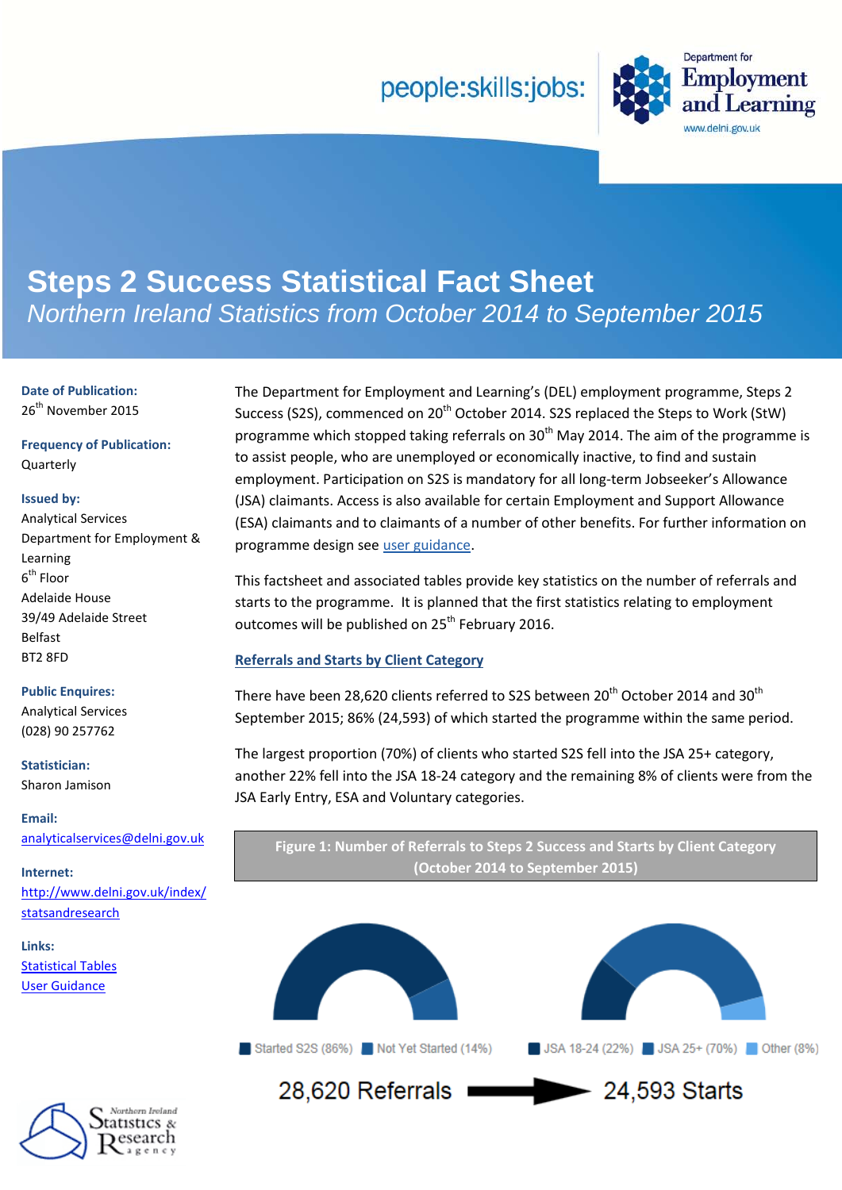people:skills:jobs:

Department for Employment and Learning
www.delni.gov.uk

# Steps 2 Success Statistical Fact Sheet

*Northern Ireland Statistics from October 2014 to September 2015*

**Date of Publication:**
26th November 2015

**Frequency of Publication:**
Quarterly

**Issued by:**
Analytical Services
Department for Employment & Learning
6th Floor
Adelaide House
39/49 Adelaide Street
Belfast
BT2 8FD

**Public Enquires:**
Analytical Services
(028) 90 257762

**Statistician:**
Sharon Jamison

**Email:**
analyticalservices@delni.gov.uk

**Internet:**
http://www.delni.gov.uk/index/statsandresearch

**Links:**
Statistical Tables
User Guidance

Northern Ireland Statistics & Research Agency

The Department for Employment and Learning's (DEL) employment programme, Steps 2 Success (S2S), commenced on 20th October 2014. S2S replaced the Steps to Work (StW) programme which stopped taking referrals on 30th May 2014. The aim of the programme is to assist people, who are unemployed or economically inactive, to find and sustain employment. Participation on S2S is mandatory for all long-term Jobseeker's Allowance (JSA) claimants. Access is also available for certain Employment and Support Allowance (ESA) claimants and to claimants of a number of other benefits. For further information on programme design see user guidance.

This factsheet and associated tables provide key statistics on the number of referrals and starts to the programme. It is planned that the first statistics relating to employment outcomes will be published on 25th February 2016.

## Referrals and Starts by Client Category

There have been 28,620 clients referred to S2S between 20th October 2014 and 30th September 2015; 86% (24,593) of which started the programme within the same period.

The largest proportion (70%) of clients who started S2S fell into the JSA 25+ category, another 22% fell into the JSA 18-24 category and the remaining 8% of clients were from the JSA Early Entry, ESA and Voluntary categories.

**Figure 1: Number of Referrals to Steps 2 Success and Starts by Client Category (October 2014 to September 2015)**

Started S2S (86%) | Not Yet Started (14%)

JSA 18-24 (22%) | JSA 25+ (70%) | Other (8%)

28,620 Referrals → 24,593 Starts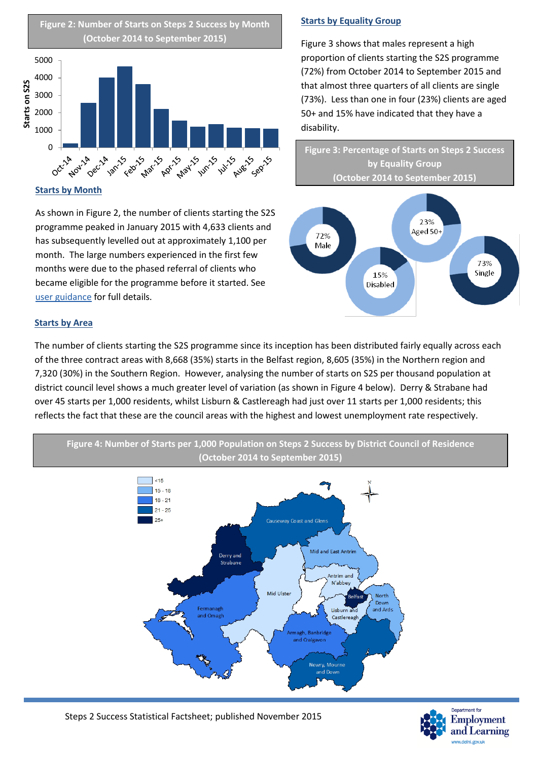**Figure 2: Number of Starts on Steps 2 Success by Month (October 2014 to September 2015)**

Starts on S2S

5000
4000
3000
2000
1000
0

Oct-14 Nov-14 Dec-14 Jan-15 Feb-15 Mar-15 Apr-15 May-15 Jun-15 Jul-15 Aug-15 Sep-15

### Starts by Month

As shown in Figure 2, the number of clients starting the S2S programme peaked in January 2015 with 4,633 clients and has subsequently levelled out at approximately 1,100 per month. The large numbers experienced in the first few months were due to the phased referral of clients who became eligible for the programme before it started. See user guidance for full details.

### Starts by Equality Group

Figure 3 shows that males represent a high proportion of clients starting the S2S programme (72%) from October 2014 to September 2015 and that almost three quarters of all clients are single (73%). Less than one in four (23%) clients are aged 50+ and 15% have indicated that they have a disability.

**Figure 3: Percentage of Starts on Steps 2 Success by Equality Group (October 2014 to September 2015)**

72% Male

23% Aged 50+

15% Disabled

73% Single

### Starts by Area

The number of clients starting the S2S programme since its inception has been distributed fairly equally across each of the three contract areas with 8,668 (35%) starts in the Belfast region, 8,605 (35%) in the Northern region and 7,320 (30%) in the Southern Region. However, analysing the number of starts on S2S per thousand population at district council level shows a much greater level of variation (as shown in Figure 4 below). Derry & Strabane had over 45 starts per 1,000 residents, whilst Lisburn & Castlereagh had just over 11 starts per 1,000 residents; this reflects the fact that these are the council areas with the highest and lowest unemployment rate respectively.

**Figure 4: Number of Starts per 1,000 Population on Steps 2 Success by District Council of Residence (October 2014 to September 2015)**

<15
15 - 18
18 - 21
21 - 25
25+

N

Causeway Coast and Glens
Derry and Strabane
Mid and East Antrim
Antrim and N'abbey
Mid Ulster
Belfast
North Down and Ards
Fermanagh and Omagh
Lisburn and Castlereagh
Armagh, Banbridge and Craigavon
Newry, Mourne and Down

Steps 2 Success Statistical Factsheet; published November 2015

Department for Employment and Learning
www.delni.gov.uk